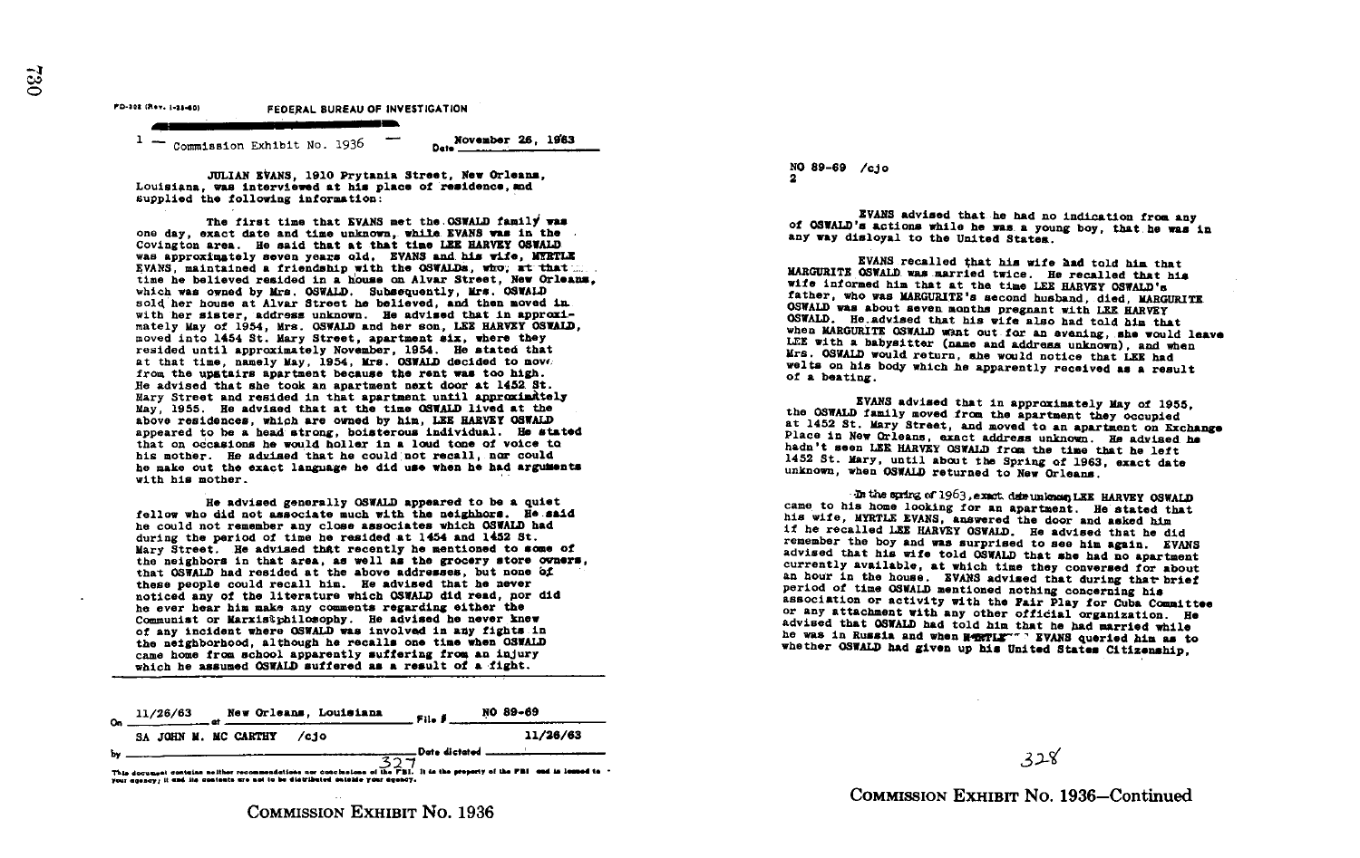FD-302 (Rev. 1-25-60) FEDERAL BUREAU OF INVESTIGATION

1 — Commission Exhibit No. 1936 — Date November 26, 1963

JULIAN EVANS, 1910 Prytania Street, New Orleans, Louisiana, was interviewed at his place of residence, and supplied the following information:

The first time that EVANS met the OSWALD family was one day, exact date and time unknown, while EVANS was in the Covington area. He said that at that time LEE HARVEY OSWALD was approximately seven years old. EVANS and his wife, MYRTLE EVANS, maintained a friendship with the OSWALDs, who, at that time he believed resided in a house on Alvar Street, New Orleans, which was owned by Mrs. OSWALD. Subsequently, Mrs. OSWALD sold her house at Alvar Street he believed, and then moved in with her sister, address unknown. He advised that in approximately May of 1954, Mrs. OSWALD and her son, LEE HARVEY OSWALD, moved into 1454 St. Mary Street, apartment six, where they resided until approximately November, 1954. He stated that at that time, namely May, 1954, Mrs. OSWALD decided to move from the upstairs apartment because the rent was too high. He advised that she took an apartment next door at 1452 St. Mary Street and resided in that apartment until approximately May, 1955. He advised that at the time OSWALD lived at the above residences, which are owned by him, LEE HARVEY OSWALD appeared to be a head strong, boisterous individual. He stated that on occasions he would holler in a loud tone of voice to his mother. He advised that he could not recall, nor could he make out the exact language he did use when he had arguments with his mother.

He advised generally OSWALD appeared to be a quiet fellow who did not associate much with the neighbors. He said he could not remember any close associates which OSWALD had during the period of time he resided at 1454 and 1452 St. Mary Street. He advised that recently he mentioned to some of the neighbors in that area, as well as the grocery store owners, that OSWALD had resided at the above addresses, but none of these people could recall him. He advised that he never noticed any of the literature which OSWALD did read, nor did he ever hear him make any comments regarding either the Communist or Marxist philosophy. He advised he never knew of any incident where OSWALD was involved in any fights in the neighborhood, although he recalls one time when OSWALD came home from school apparently suffering from an injury which he assumed OSWALD suffered as a result of a fight.

On 11/26/63 at New Orleans, Louisiana File # NO 89-69

by SA JOHN M. MC CARTHY /cjo Date dictated 11/26/63

This document contains neither recommendations nor conclusions of the FBI. It is the property of the FBI and is loaned to your agency; it and its contents are not to be distributed outside your agency.

327

COMMISSION EXHIBIT No. 1936

NO 89-69 /cjo
2

EVANS advised that he had no indication from any of OSWALD's actions while he was a young boy, that he was in any way disloyal to the United States.

EVANS recalled that his wife had told him that MARGURITE OSWALD was married twice. He recalled that his wife informed him that at the time LEE HARVEY OSWALD's father, who was MARGURITE's second husband, died, MARGURITE OSWALD was about seven months pregnant with LEE HARVEY OSWALD. He advised that his wife also had told him that when MARGURITE OSWALD went out for an evening, she would leave LEE with a babysitter (name and address unknown), and when Mrs. OSWALD would return, she would notice that LEE had welts on his body which he apparently received as a result of a beating.

EVANS advised that in approximately May of 1955, the OSWALD family moved from the apartment they occupied at 1452 St. Mary Street, and moved to an apartment on Exchange Place in New Orleans, exact address unknown. He advised he hadn't seen LEE HARVEY OSWALD from the time that he left 1452 St. Mary, until about the Spring of 1963, exact date unknown, when OSWALD returned to New Orleans.

In the spring of 1963, exact date unknown LEE HARVEY OSWALD came to his home looking for an apartment. He stated that his wife, MYRTLE EVANS, answered the door and asked him if he recalled LEE HARVEY OSWALD. He advised that he did remember the boy and was surprised to see him again. EVANS advised that his wife told OSWALD that she had no apartment currently available, at which time they conversed for about an hour in the house. EVANS advised that during that brief period of time OSWALD mentioned nothing concerning his association or activity with the Fair Play for Cuba Committee or any attachment with any other official organization. He advised that OSWALD had told him that he had married while he was in Russia and when MYRTLE EVANS queried him as to whether OSWALD had given up his United States Citizenship,

328

COMMISSION EXHIBIT No. 1936—Continued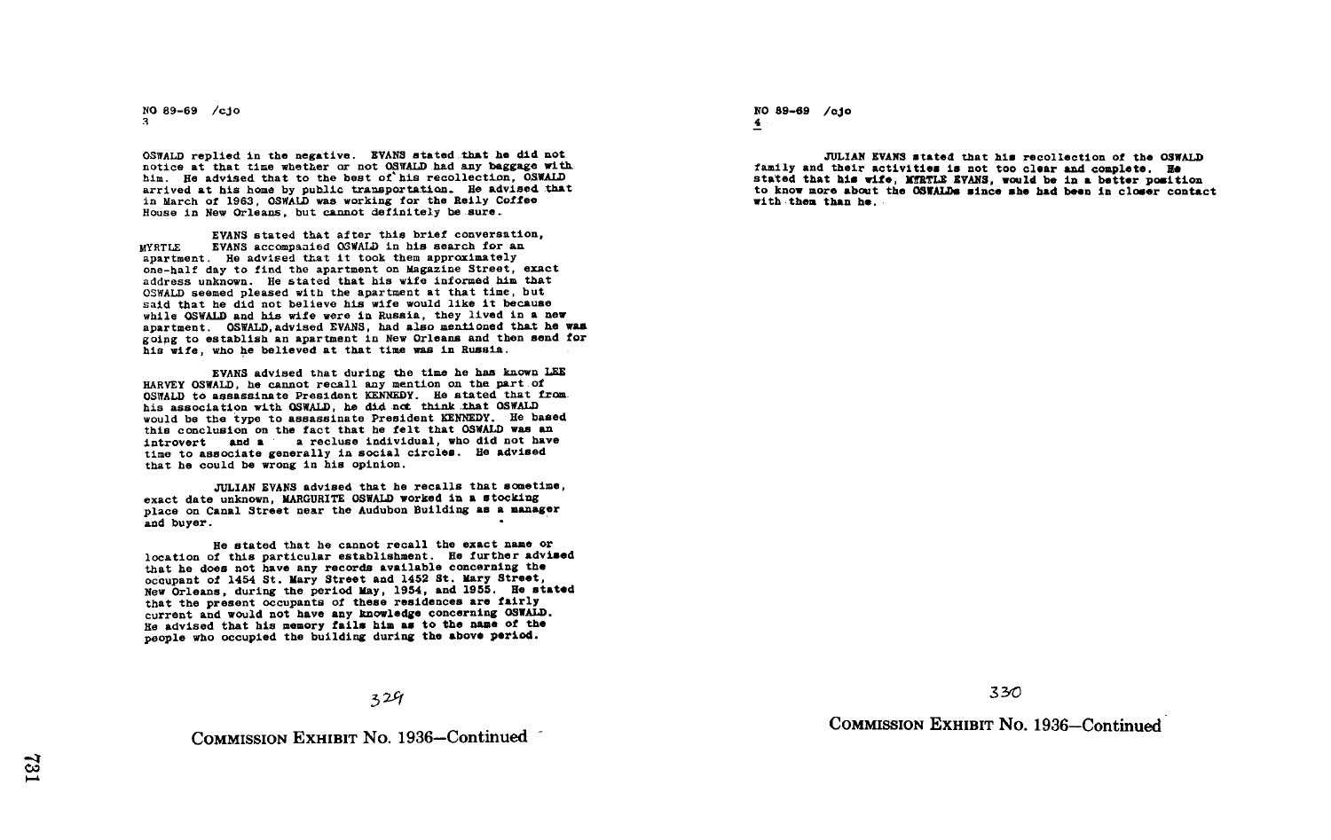NO 89-69 /cjo

OSWALD replied in the negative. EVANS stated that he did not notice at that time whether or not OSWALD had any baggage with him. He advised that to the best of his recollection, OSWALD arrived at his home by public transportation. He advised that in March of 1963, OSWALD was working for the Reily Coffee House in New Orleans, but cannot definitely be sure.

EVANS stated that after this brief conversation, MYRTLE EVANS accompanied OSWALD in his search for an apartment. He advised that it took them approximately one-half day to find the apartment on Magazine Street, exact address unknown. He stated that his wife informed him that OSWALD seemed pleased with the apartment at that time, but said that he did not believe his wife would like it because while OSWALD and his wife were in Russia, they lived in a new apartment. OSWALD, advised EVANS, had also mentioned that he was going to establish an apartment in New Orleans and then send for his wife, who he believed at that time was in Russia.

EVANS advised that during the time he has known LEE HARVEY OSWALD, he cannot recall any mention on the part of OSWALD to assassinate President KENNEDY. He stated that from his association with OSWALD, he did not think that OSWALD would be the type to assassinate President KENNEDY. He based this conclusion on the fact that he felt that OSWALD was an introvert and a a recluse individual, who did not have time to associate generally in social circles. He advised that he could be wrong in his opinion.

JULIAN EVANS advised that he recalls that sometime, exact date unknown, MARGURITE OSWALD worked in a stocking place on Canal Street near the Audubon Building as a manager and buyer.

He stated that he cannot recall the exact name or location of this particular establishment. He further advised that he does not have any records available concerning the occupant of 1454 St. Mary Street and 1452 St. Mary Street, New Orleans, during the period May, 1954, and 1955. He stated that the present occupants of these residences are fairly current and would not have any knowledge concerning OSWALD. He advised that his memory fails him as to the name of the people who occupied the building during the above period.

COMMISSION EXHIBIT No. 1936—Continued

NO 89-69 /cjo

JULIAN EVANS stated that his recollection of the OSWALD family and their activities is not too clear and complete. He stated that his wife, MYRTLE EVANS, would be in a better position to know more about the OSWALDs since she had been in closer contact with them than he.

COMMISSION EXHIBIT No. 1936—Continued